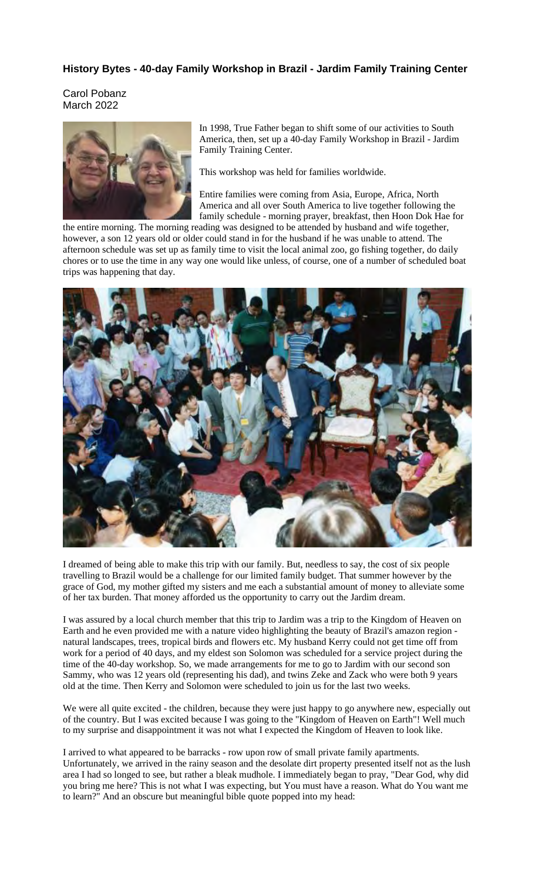**History Bytes - 40-day Family Workshop in Brazil - Jardim Family Training Center**

Carol Pobanz
March 2022

In 1998, True Father began to shift some of our activities to South America, then, set up a 40-day Family Workshop in Brazil - Jardim Family Training Center.

This workshop was held for families worldwide.

Entire families were coming from Asia, Europe, Africa, North America and all over South America to live together following the family schedule - morning prayer, breakfast, then Hoon Dok Hae for the entire morning. The morning reading was designed to be attended by husband and wife together, however, a son 12 years old or older could stand in for the husband if he was unable to attend. The afternoon schedule was set up as family time to visit the local animal zoo, go fishing together, do daily chores or to use the time in any way one would like unless, of course, one of a number of scheduled boat trips was happening that day.

I dreamed of being able to make this trip with our family. But, needless to say, the cost of six people travelling to Brazil would be a challenge for our limited family budget. That summer however by the grace of God, my mother gifted my sisters and me each a substantial amount of money to alleviate some of her tax burden. That money afforded us the opportunity to carry out the Jardim dream.

I was assured by a local church member that this trip to Jardim was a trip to the Kingdom of Heaven on Earth and he even provided me with a nature video highlighting the beauty of Brazil's amazon region - natural landscapes, trees, tropical birds and flowers etc. My husband Kerry could not get time off from work for a period of 40 days, and my eldest son Solomon was scheduled for a service project during the time of the 40-day workshop. So, we made arrangements for me to go to Jardim with our second son Sammy, who was 12 years old (representing his dad), and twins Zeke and Zack who were both 9 years old at the time. Then Kerry and Solomon were scheduled to join us for the last two weeks.

We were all quite excited - the children, because they were just happy to go anywhere new, especially out of the country. But I was excited because I was going to the "Kingdom of Heaven on Earth"! Well much to my surprise and disappointment it was not what I expected the Kingdom of Heaven to look like.

I arrived to what appeared to be barracks - row upon row of small private family apartments. Unfortunately, we arrived in the rainy season and the desolate dirt property presented itself not as the lush area I had so longed to see, but rather a bleak mudhole. I immediately began to pray, "Dear God, why did you bring me here? This is not what I was expecting, but You must have a reason. What do You want me to learn?" And an obscure but meaningful bible quote popped into my head: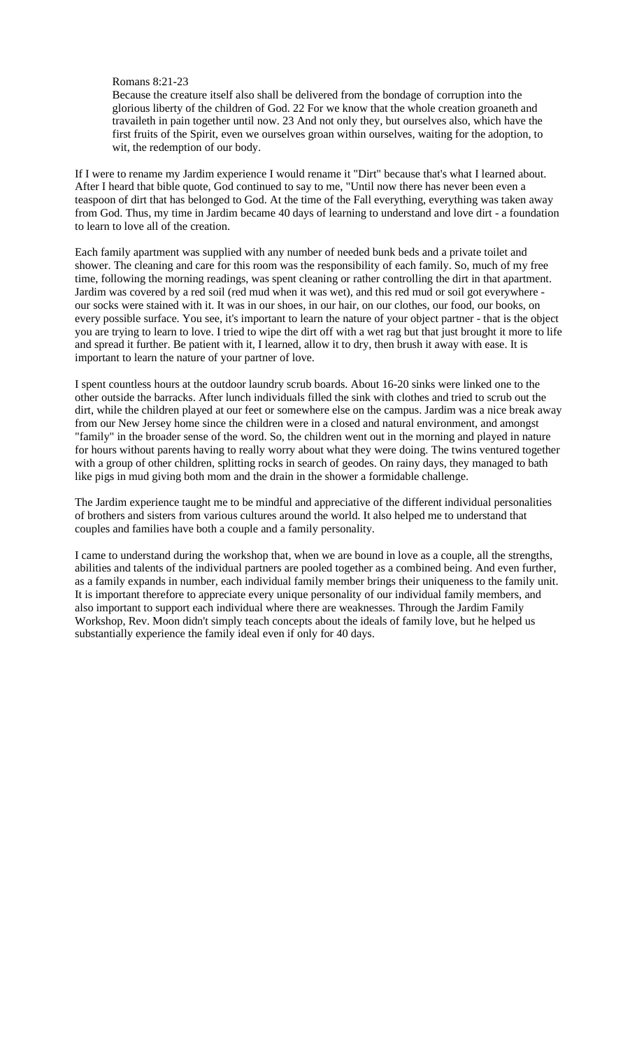Romans 8:21-23

Because the creature itself also shall be delivered from the bondage of corruption into the glorious liberty of the children of God. 22 For we know that the whole creation groaneth and travaileth in pain together until now. 23 And not only they, but ourselves also, which have the first fruits of the Spirit, even we ourselves groan within ourselves, waiting for the adoption, to wit, the redemption of our body.

If I were to rename my Jardim experience I would rename it "Dirt" because that's what I learned about. After I heard that bible quote, God continued to say to me, "Until now there has never been even a teaspoon of dirt that has belonged to God. At the time of the Fall everything, everything was taken away from God. Thus, my time in Jardim became 40 days of learning to understand and love dirt - a foundation to learn to love all of the creation.

Each family apartment was supplied with any number of needed bunk beds and a private toilet and shower. The cleaning and care for this room was the responsibility of each family. So, much of my free time, following the morning readings, was spent cleaning or rather controlling the dirt in that apartment. Jardim was covered by a red soil (red mud when it was wet), and this red mud or soil got everywhere - our socks were stained with it. It was in our shoes, in our hair, on our clothes, our food, our books, on every possible surface. You see, it's important to learn the nature of your object partner - that is the object you are trying to learn to love. I tried to wipe the dirt off with a wet rag but that just brought it more to life and spread it further. Be patient with it, I learned, allow it to dry, then brush it away with ease. It is important to learn the nature of your partner of love.

I spent countless hours at the outdoor laundry scrub boards. About 16-20 sinks were linked one to the other outside the barracks. After lunch individuals filled the sink with clothes and tried to scrub out the dirt, while the children played at our feet or somewhere else on the campus. Jardim was a nice break away from our New Jersey home since the children were in a closed and natural environment, and amongst "family" in the broader sense of the word. So, the children went out in the morning and played in nature for hours without parents having to really worry about what they were doing. The twins ventured together with a group of other children, splitting rocks in search of geodes. On rainy days, they managed to bath like pigs in mud giving both mom and the drain in the shower a formidable challenge.

The Jardim experience taught me to be mindful and appreciative of the different individual personalities of brothers and sisters from various cultures around the world. It also helped me to understand that couples and families have both a couple and a family personality.

I came to understand during the workshop that, when we are bound in love as a couple, all the strengths, abilities and talents of the individual partners are pooled together as a combined being. And even further, as a family expands in number, each individual family member brings their uniqueness to the family unit. It is important therefore to appreciate every unique personality of our individual family members, and also important to support each individual where there are weaknesses. Through the Jardim Family Workshop, Rev. Moon didn't simply teach concepts about the ideals of family love, but he helped us substantially experience the family ideal even if only for 40 days.